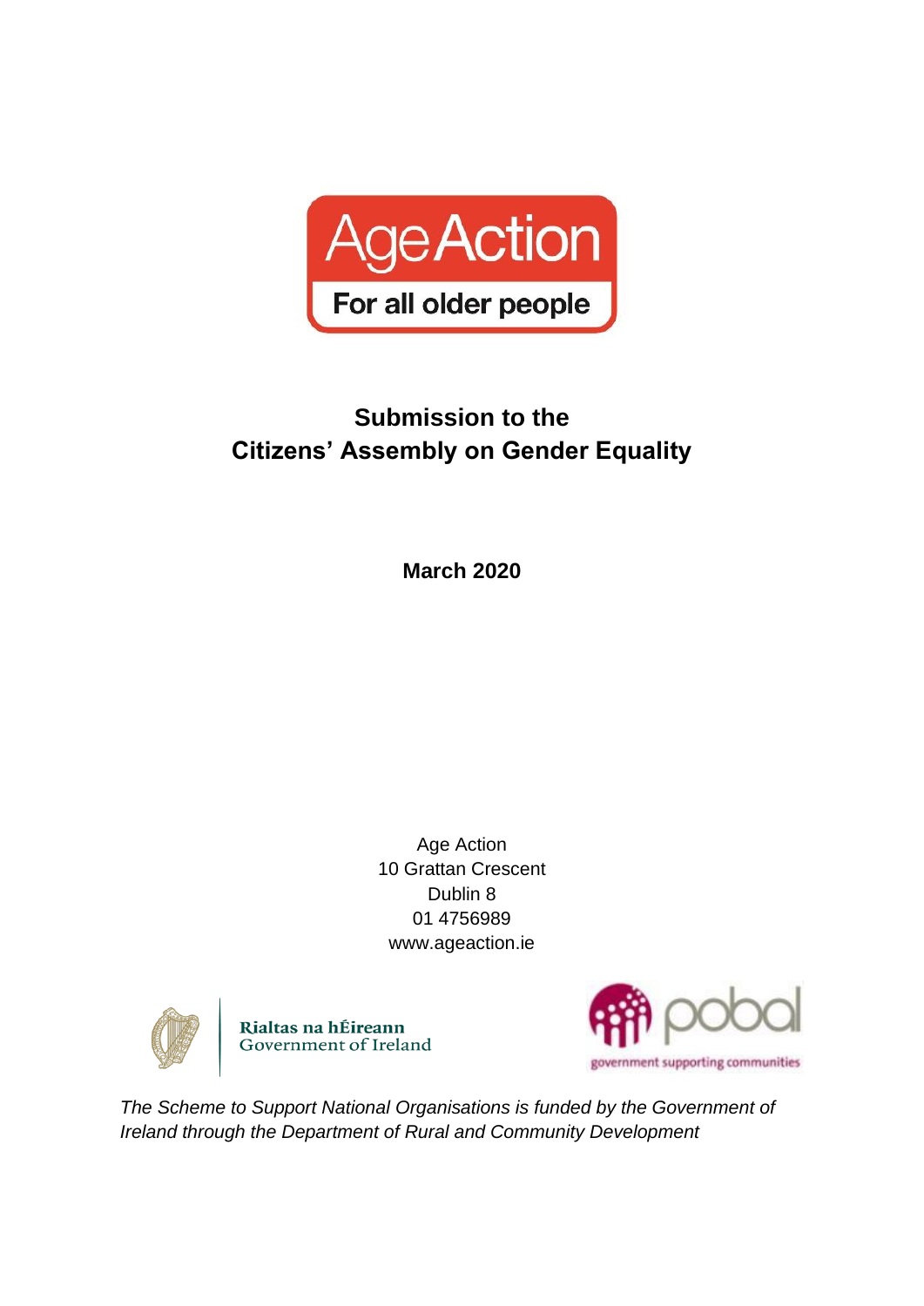Age Action

For all older people

# Submission to the Citizens' Assembly on Gender Equality

**March 2020**

Age Action
10 Grattan Crescent
Dublin 8
01 4756989
www.ageaction.ie

Rialtas na hÉireann
Government of Ireland

pobal
government supporting communities

*The Scheme to Support National Organisations is funded by the Government of Ireland through the Department of Rural and Community Development*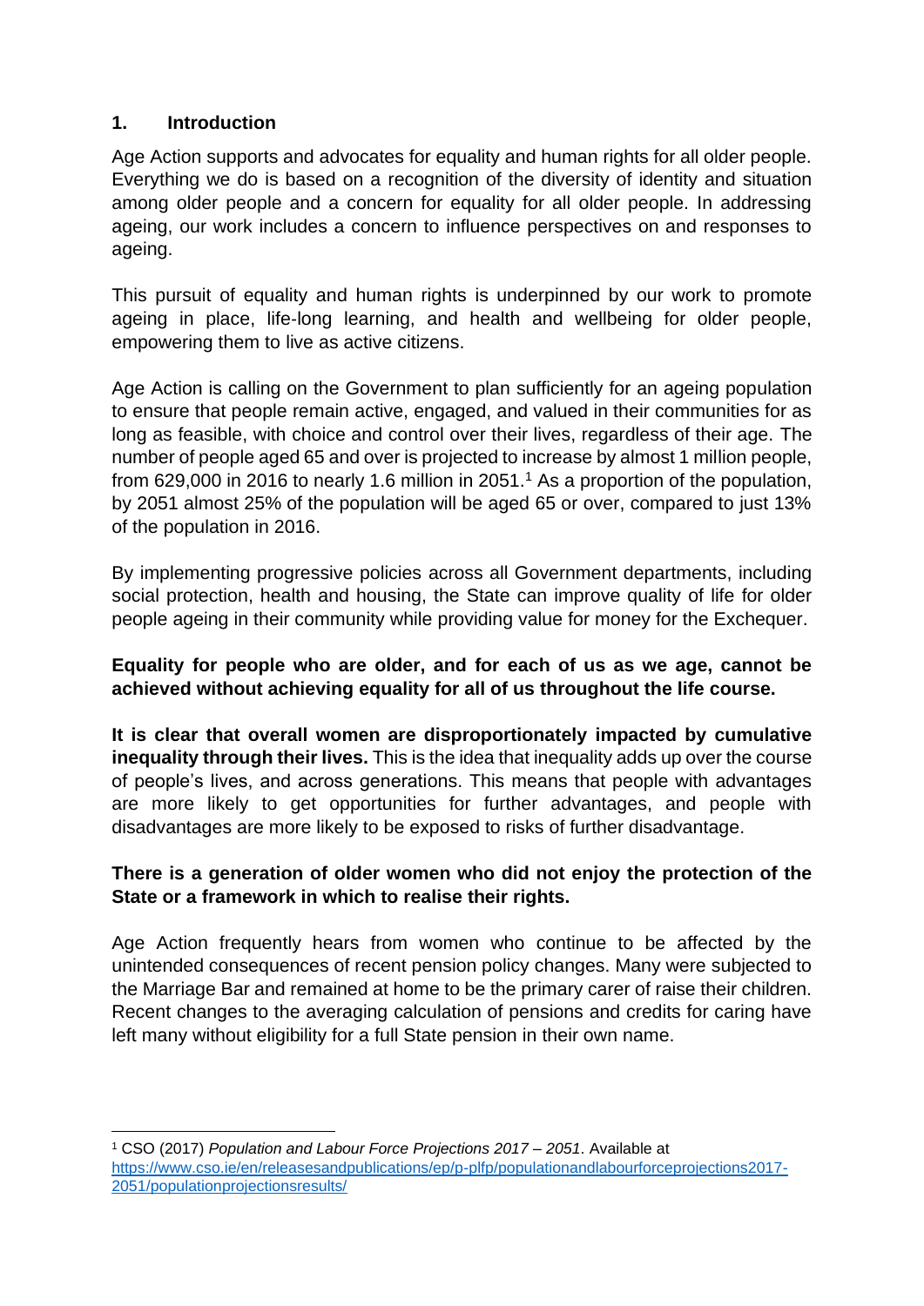## 1. Introduction

Age Action supports and advocates for equality and human rights for all older people. Everything we do is based on a recognition of the diversity of identity and situation among older people and a concern for equality for all older people. In addressing ageing, our work includes a concern to influence perspectives on and responses to ageing.

This pursuit of equality and human rights is underpinned by our work to promote ageing in place, life-long learning, and health and wellbeing for older people, empowering them to live as active citizens.

Age Action is calling on the Government to plan sufficiently for an ageing population to ensure that people remain active, engaged, and valued in their communities for as long as feasible, with choice and control over their lives, regardless of their age. The number of people aged 65 and over is projected to increase by almost 1 million people, from 629,000 in 2016 to nearly 1.6 million in 2051.[1] As a proportion of the population, by 2051 almost 25% of the population will be aged 65 or over, compared to just 13% of the population in 2016.

By implementing progressive policies across all Government departments, including social protection, health and housing, the State can improve quality of life for older people ageing in their community while providing value for money for the Exchequer.

**Equality for people who are older, and for each of us as we age, cannot be achieved without achieving equality for all of us throughout the life course.**

**It is clear that overall women are disproportionately impacted by cumulative inequality through their lives.** This is the idea that inequality adds up over the course of people's lives, and across generations. This means that people with advantages are more likely to get opportunities for further advantages, and people with disadvantages are more likely to be exposed to risks of further disadvantage.

**There is a generation of older women who did not enjoy the protection of the State or a framework in which to realise their rights.**

Age Action frequently hears from women who continue to be affected by the unintended consequences of recent pension policy changes. Many were subjected to the Marriage Bar and remained at home to be the primary carer of raise their children. Recent changes to the averaging calculation of pensions and credits for caring have left many without eligibility for a full State pension in their own name.

---

[1] CSO (2017) *Population and Labour Force Projections 2017 – 2051*. Available at https://www.cso.ie/en/releasesandpublications/ep/p-plfp/populationandlabourforceprojections2017-2051/populationprojectionsresults/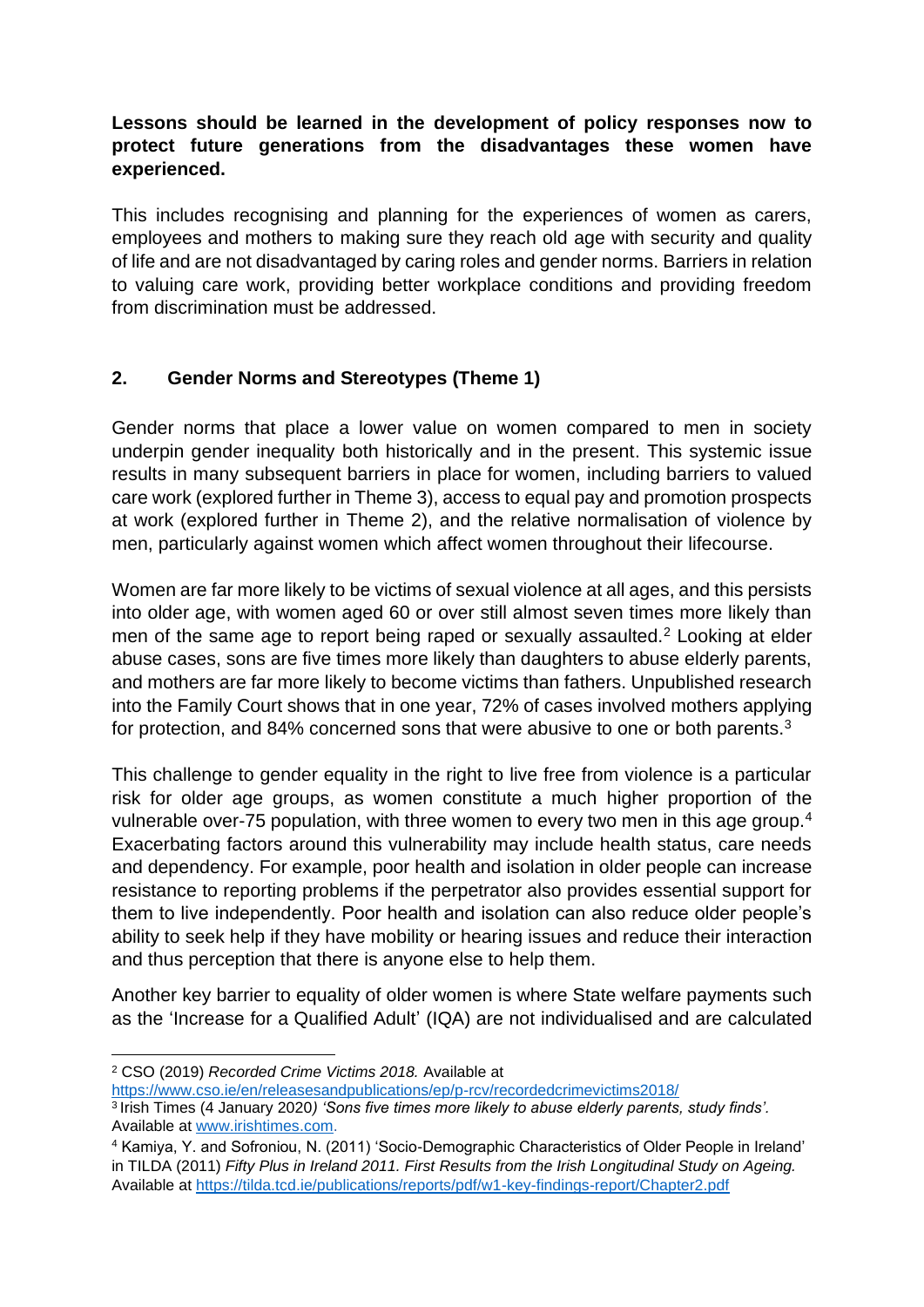**Lessons should be learned in the development of policy responses now to protect future generations from the disadvantages these women have experienced.**

This includes recognising and planning for the experiences of women as carers, employees and mothers to making sure they reach old age with security and quality of life and are not disadvantaged by caring roles and gender norms. Barriers in relation to valuing care work, providing better workplace conditions and providing freedom from discrimination must be addressed.

## 2. Gender Norms and Stereotypes (Theme 1)

Gender norms that place a lower value on women compared to men in society underpin gender inequality both historically and in the present. This systemic issue results in many subsequent barriers in place for women, including barriers to valued care work (explored further in Theme 3), access to equal pay and promotion prospects at work (explored further in Theme 2), and the relative normalisation of violence by men, particularly against women which affect women throughout their lifecourse.

Women are far more likely to be victims of sexual violence at all ages, and this persists into older age, with women aged 60 or over still almost seven times more likely than men of the same age to report being raped or sexually assaulted.[2] Looking at elder abuse cases, sons are five times more likely than daughters to abuse elderly parents, and mothers are far more likely to become victims than fathers. Unpublished research into the Family Court shows that in one year, 72% of cases involved mothers applying for protection, and 84% concerned sons that were abusive to one or both parents.[3]

This challenge to gender equality in the right to live free from violence is a particular risk for older age groups, as women constitute a much higher proportion of the vulnerable over-75 population, with three women to every two men in this age group.[4] Exacerbating factors around this vulnerability may include health status, care needs and dependency. For example, poor health and isolation in older people can increase resistance to reporting problems if the perpetrator also provides essential support for them to live independently. Poor health and isolation can also reduce older people's ability to seek help if they have mobility or hearing issues and reduce their interaction and thus perception that there is anyone else to help them.

Another key barrier to equality of older women is where State welfare payments such as the 'Increase for a Qualified Adult' (IQA) are not individualised and are calculated

---

[2] CSO (2019) *Recorded Crime Victims 2018.* Available at https://www.cso.ie/en/releasesandpublications/ep/p-rcv/recordedcrimevictims2018/

[3] Irish Times (4 January 2020*) 'Sons five times more likely to abuse elderly parents, study finds'.* Available at www.irishtimes.com.

[4] Kamiya, Y. and Sofroniou, N. (2011) 'Socio-Demographic Characteristics of Older People in Ireland' in TILDA (2011) *Fifty Plus in Ireland 2011. First Results from the Irish Longitudinal Study on Ageing.* Available at https://tilda.tcd.ie/publications/reports/pdf/w1-key-findings-report/Chapter2.pdf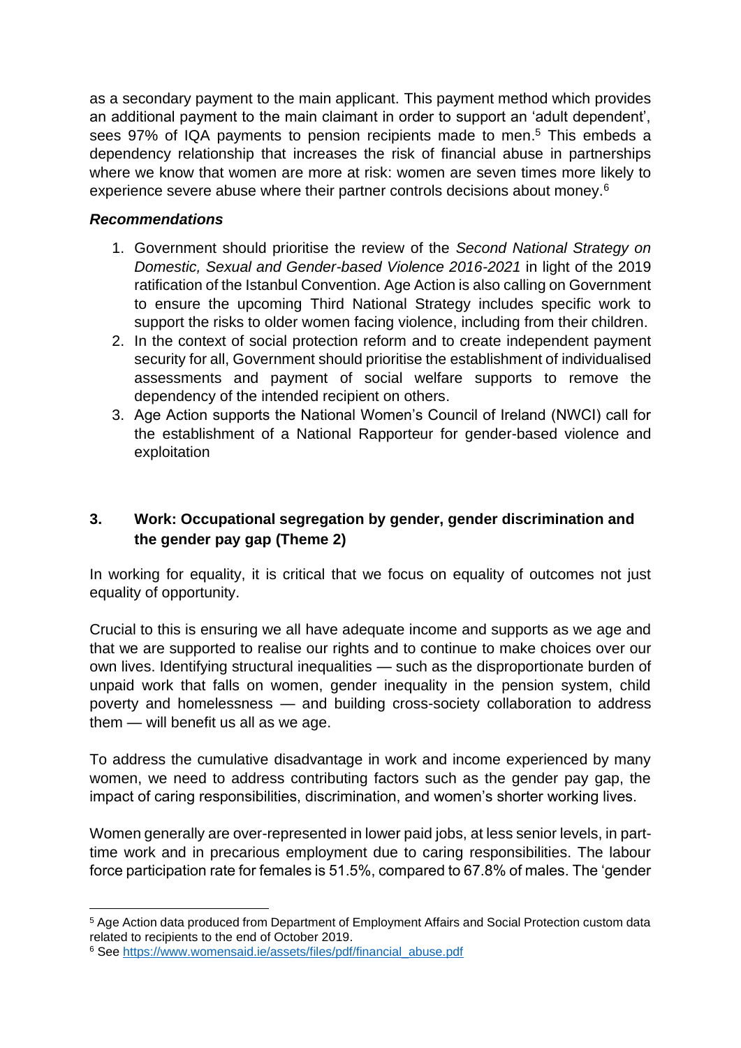as a secondary payment to the main applicant. This payment method which provides an additional payment to the main claimant in order to support an 'adult dependent', sees 97% of IQA payments to pension recipients made to men.[5] This embeds a dependency relationship that increases the risk of financial abuse in partnerships where we know that women are more at risk: women are seven times more likely to experience severe abuse where their partner controls decisions about money.[6]

***Recommendations***

1. Government should prioritise the review of the *Second National Strategy on Domestic, Sexual and Gender-based Violence 2016-2021* in light of the 2019 ratification of the Istanbul Convention. Age Action is also calling on Government to ensure the upcoming Third National Strategy includes specific work to support the risks to older women facing violence, including from their children.
2. In the context of social protection reform and to create independent payment security for all, Government should prioritise the establishment of individualised assessments and payment of social welfare supports to remove the dependency of the intended recipient on others.
3. Age Action supports the National Women's Council of Ireland (NWCI) call for the establishment of a National Rapporteur for gender-based violence and exploitation

## 3. Work: Occupational segregation by gender, gender discrimination and the gender pay gap (Theme 2)

In working for equality, it is critical that we focus on equality of outcomes not just equality of opportunity.

Crucial to this is ensuring we all have adequate income and supports as we age and that we are supported to realise our rights and to continue to make choices over our own lives. Identifying structural inequalities — such as the disproportionate burden of unpaid work that falls on women, gender inequality in the pension system, child poverty and homelessness — and building cross-society collaboration to address them — will benefit us all as we age.

To address the cumulative disadvantage in work and income experienced by many women, we need to address contributing factors such as the gender pay gap, the impact of caring responsibilities, discrimination, and women's shorter working lives.

Women generally are over-represented in lower paid jobs, at less senior levels, in part-time work and in precarious employment due to caring responsibilities. The labour force participation rate for females is 51.5%, compared to 67.8% of males. The 'gender

---

[5] Age Action data produced from Department of Employment Affairs and Social Protection custom data related to recipients to the end of October 2019.

[6] See https://www.womensaid.ie/assets/files/pdf/financial_abuse.pdf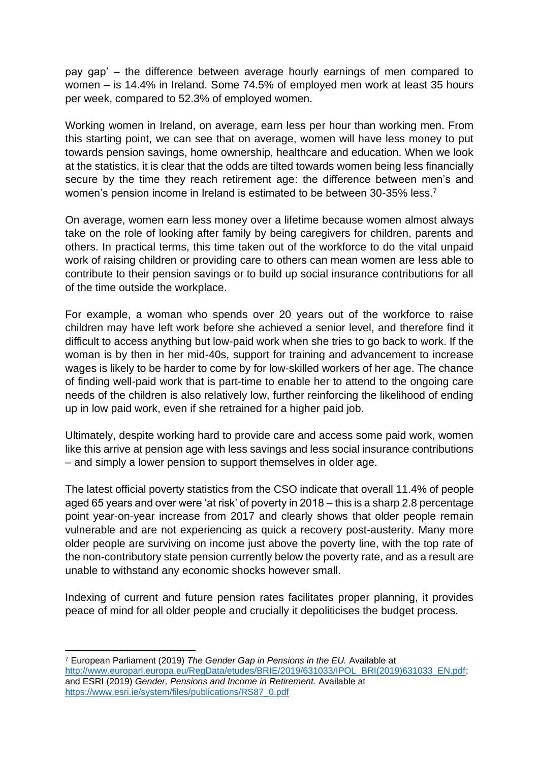pay gap' – the difference between average hourly earnings of men compared to women – is 14.4% in Ireland. Some 74.5% of employed men work at least 35 hours per week, compared to 52.3% of employed women.

Working women in Ireland, on average, earn less per hour than working men. From this starting point, we can see that on average, women will have less money to put towards pension savings, home ownership, healthcare and education. When we look at the statistics, it is clear that the odds are tilted towards women being less financially secure by the time they reach retirement age: the difference between men's and women's pension income in Ireland is estimated to be between 30-35% less.[7]

On average, women earn less money over a lifetime because women almost always take on the role of looking after family by being caregivers for children, parents and others. In practical terms, this time taken out of the workforce to do the vital unpaid work of raising children or providing care to others can mean women are less able to contribute to their pension savings or to build up social insurance contributions for all of the time outside the workplace.

For example, a woman who spends over 20 years out of the workforce to raise children may have left work before she achieved a senior level, and therefore find it difficult to access anything but low-paid work when she tries to go back to work. If the woman is by then in her mid-40s, support for training and advancement to increase wages is likely to be harder to come by for low-skilled workers of her age. The chance of finding well-paid work that is part-time to enable her to attend to the ongoing care needs of the children is also relatively low, further reinforcing the likelihood of ending up in low paid work, even if she retrained for a higher paid job.

Ultimately, despite working hard to provide care and access some paid work, women like this arrive at pension age with less savings and less social insurance contributions – and simply a lower pension to support themselves in older age.

The latest official poverty statistics from the CSO indicate that overall 11.4% of people aged 65 years and over were 'at risk' of poverty in 2018 – this is a sharp 2.8 percentage point year-on-year increase from 2017 and clearly shows that older people remain vulnerable and are not experiencing as quick a recovery post-austerity. Many more older people are surviving on income just above the poverty line, with the top rate of the non-contributory state pension currently below the poverty rate, and as a result are unable to withstand any economic shocks however small.

Indexing of current and future pension rates facilitates proper planning, it provides peace of mind for all older people and crucially it depoliticises the budget process.

---

[7] European Parliament (2019) *The Gender Gap in Pensions in the EU.* Available at http://www.europarl.europa.eu/RegData/etudes/BRIE/2019/631033/IPOL_BRI(2019)631033_EN.pdf; and ESRI (2019) *Gender, Pensions and Income in Retirement.* Available at https://www.esri.ie/system/files/publications/RS87_0.pdf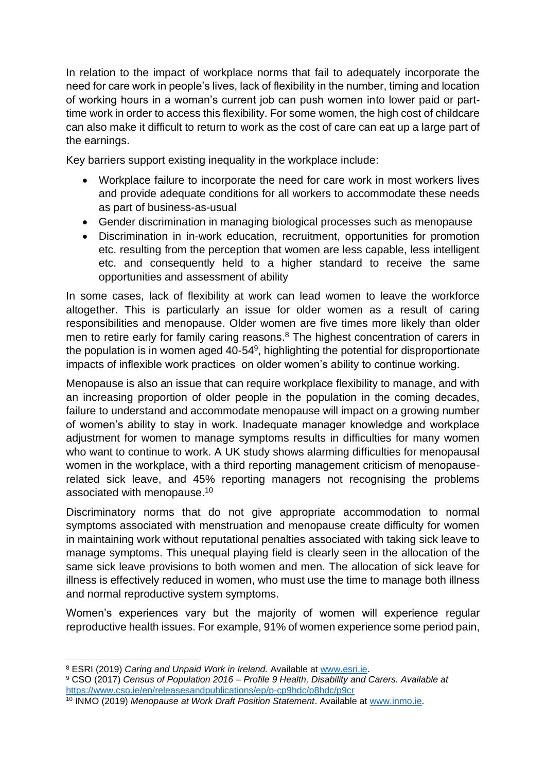In relation to the impact of workplace norms that fail to adequately incorporate the need for care work in people's lives, lack of flexibility in the number, timing and location of working hours in a woman's current job can push women into lower paid or part-time work in order to access this flexibility. For some women, the high cost of childcare can also make it difficult to return to work as the cost of care can eat up a large part of the earnings.

Key barriers support existing inequality in the workplace include:

- Workplace failure to incorporate the need for care work in most workers lives and provide adequate conditions for all workers to accommodate these needs as part of business-as-usual
- Gender discrimination in managing biological processes such as menopause
- Discrimination in in-work education, recruitment, opportunities for promotion etc. resulting from the perception that women are less capable, less intelligent etc. and consequently held to a higher standard to receive the same opportunities and assessment of ability

In some cases, lack of flexibility at work can lead women to leave the workforce altogether. This is particularly an issue for older women as a result of caring responsibilities and menopause. Older women are five times more likely than older men to retire early for family caring reasons.[8] The highest concentration of carers in the population is in women aged 40-54[9], highlighting the potential for disproportionate impacts of inflexible work practices on older women's ability to continue working.

Menopause is also an issue that can require workplace flexibility to manage, and with an increasing proportion of older people in the population in the coming decades, failure to understand and accommodate menopause will impact on a growing number of women's ability to stay in work. Inadequate manager knowledge and workplace adjustment for women to manage symptoms results in difficulties for many women who want to continue to work. A UK study shows alarming difficulties for menopausal women in the workplace, with a third reporting management criticism of menopause-related sick leave, and 45% reporting managers not recognising the problems associated with menopause.[10]

Discriminatory norms that do not give appropriate accommodation to normal symptoms associated with menstruation and menopause create difficulty for women in maintaining work without reputational penalties associated with taking sick leave to manage symptoms. This unequal playing field is clearly seen in the allocation of the same sick leave provisions to both women and men. The allocation of sick leave for illness is effectively reduced in women, who must use the time to manage both illness and normal reproductive system symptoms.

Women's experiences vary but the majority of women will experience regular reproductive health issues. For example, 91% of women experience some period pain,

---

[8] ESRI (2019) *Caring and Unpaid Work in Ireland.* Available at www.esri.ie.

[9] CSO (2017) *Census of Population 2016 – Profile 9 Health, Disability and Carers. Available at* https://www.cso.ie/en/releasesandpublications/ep/p-cp9hdc/p8hdc/p9cr

[10] INMO (2019) *Menopause at Work Draft Position Statement*. Available at www.inmo.ie.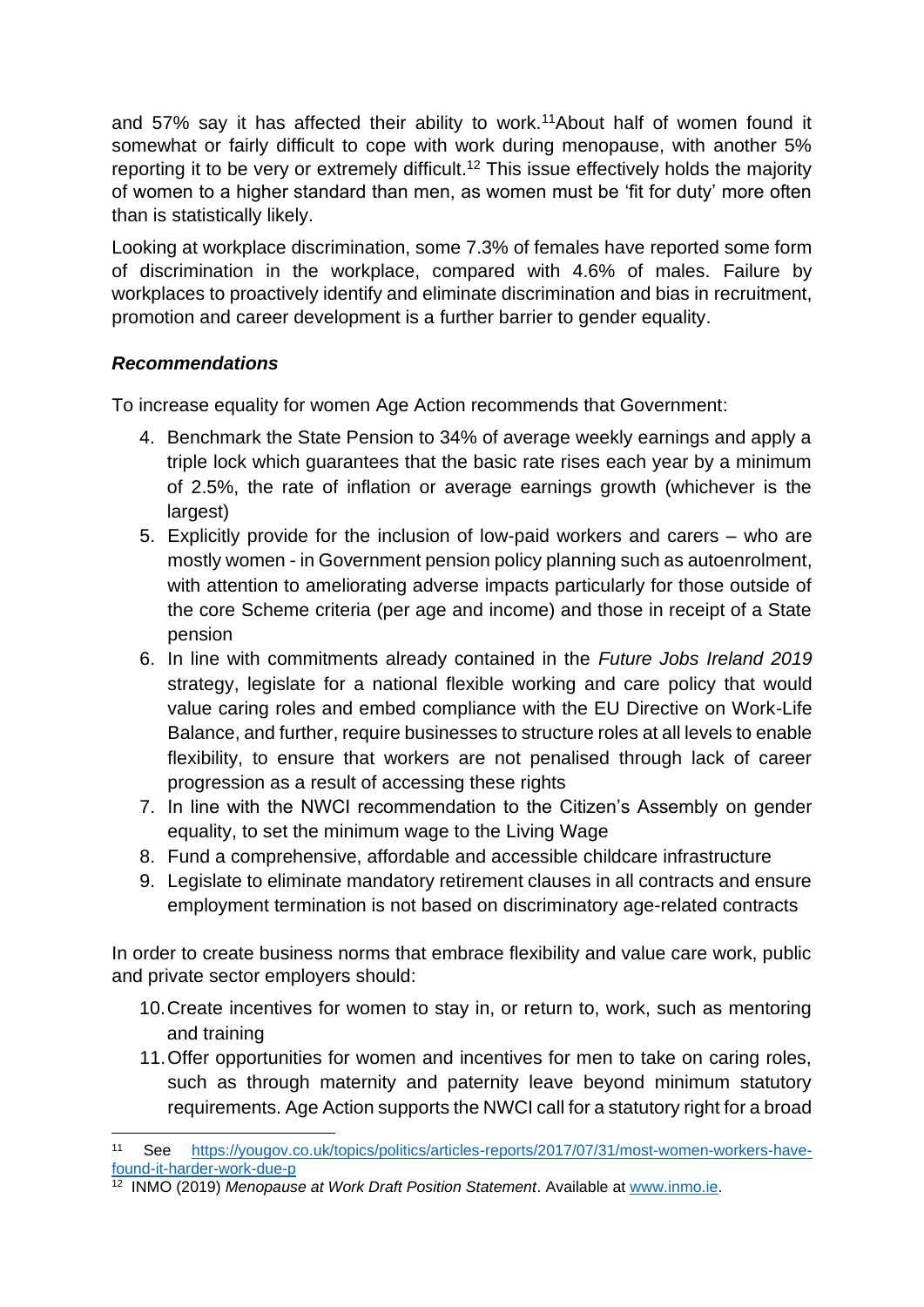and 57% say it has affected their ability to work.[11]About half of women found it somewhat or fairly difficult to cope with work during menopause, with another 5% reporting it to be very or extremely difficult.[12] This issue effectively holds the majority of women to a higher standard than men, as women must be 'fit for duty' more often than is statistically likely.

Looking at workplace discrimination, some 7.3% of females have reported some form of discrimination in the workplace, compared with 4.6% of males. Failure by workplaces to proactively identify and eliminate discrimination and bias in recruitment, promotion and career development is a further barrier to gender equality.

***Recommendations***

To increase equality for women Age Action recommends that Government:

4. Benchmark the State Pension to 34% of average weekly earnings and apply a triple lock which guarantees that the basic rate rises each year by a minimum of 2.5%, the rate of inflation or average earnings growth (whichever is the largest)
5. Explicitly provide for the inclusion of low-paid workers and carers – who are mostly women - in Government pension policy planning such as autoenrolment, with attention to ameliorating adverse impacts particularly for those outside of the core Scheme criteria (per age and income) and those in receipt of a State pension
6. In line with commitments already contained in the *Future Jobs Ireland 2019* strategy, legislate for a national flexible working and care policy that would value caring roles and embed compliance with the EU Directive on Work-Life Balance, and further, require businesses to structure roles at all levels to enable flexibility, to ensure that workers are not penalised through lack of career progression as a result of accessing these rights
7. In line with the NWCI recommendation to the Citizen's Assembly on gender equality, to set the minimum wage to the Living Wage
8. Fund a comprehensive, affordable and accessible childcare infrastructure
9. Legislate to eliminate mandatory retirement clauses in all contracts and ensure employment termination is not based on discriminatory age-related contracts

In order to create business norms that embrace flexibility and value care work, public and private sector employers should:

10. Create incentives for women to stay in, or return to, work, such as mentoring and training
11. Offer opportunities for women and incentives for men to take on caring roles, such as through maternity and paternity leave beyond minimum statutory requirements. Age Action supports the NWCI call for a statutory right for a broad

---

[11] See https://yougov.co.uk/topics/politics/articles-reports/2017/07/31/most-women-workers-have-found-it-harder-work-due-p

[12] INMO (2019) *Menopause at Work Draft Position Statement*. Available at www.inmo.ie.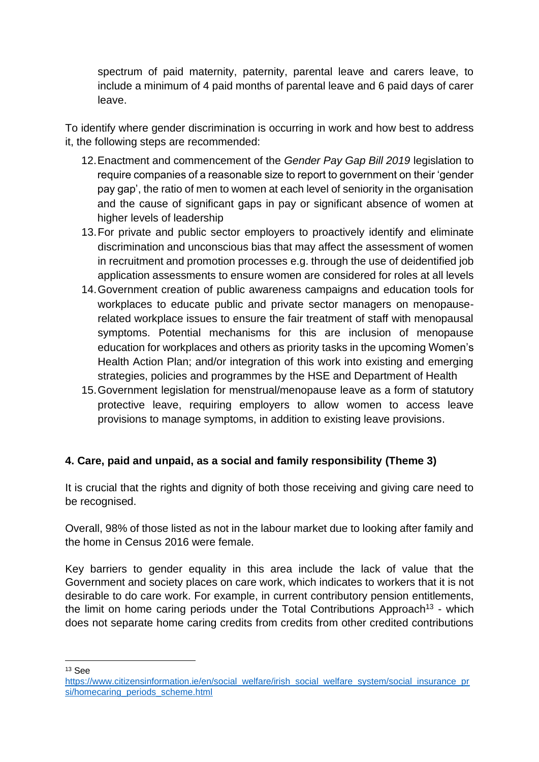spectrum of paid maternity, paternity, parental leave and carers leave, to include a minimum of 4 paid months of parental leave and 6 paid days of carer leave.

To identify where gender discrimination is occurring in work and how best to address it, the following steps are recommended:

12. Enactment and commencement of the *Gender Pay Gap Bill 2019* legislation to require companies of a reasonable size to report to government on their 'gender pay gap', the ratio of men to women at each level of seniority in the organisation and the cause of significant gaps in pay or significant absence of women at higher levels of leadership
13. For private and public sector employers to proactively identify and eliminate discrimination and unconscious bias that may affect the assessment of women in recruitment and promotion processes e.g. through the use of deidentified job application assessments to ensure women are considered for roles at all levels
14. Government creation of public awareness campaigns and education tools for workplaces to educate public and private sector managers on menopause-related workplace issues to ensure the fair treatment of staff with menopausal symptoms. Potential mechanisms for this are inclusion of menopause education for workplaces and others as priority tasks in the upcoming Women's Health Action Plan; and/or integration of this work into existing and emerging strategies, policies and programmes by the HSE and Department of Health
15. Government legislation for menstrual/menopause leave as a form of statutory protective leave, requiring employers to allow women to access leave provisions to manage symptoms, in addition to existing leave provisions.

## 4. Care, paid and unpaid, as a social and family responsibility (Theme 3)

It is crucial that the rights and dignity of both those receiving and giving care need to be recognised.

Overall, 98% of those listed as not in the labour market due to looking after family and the home in Census 2016 were female.

Key barriers to gender equality in this area include the lack of value that the Government and society places on care work, which indicates to workers that it is not desirable to do care work. For example, in current contributory pension entitlements, the limit on home caring periods under the Total Contributions Approach[13] - which does not separate home caring credits from credits from other credited contributions

[13] See https://www.citizensinformation.ie/en/social_welfare/irish_social_welfare_system/social_insurance_prsi/homecaring_periods_scheme.html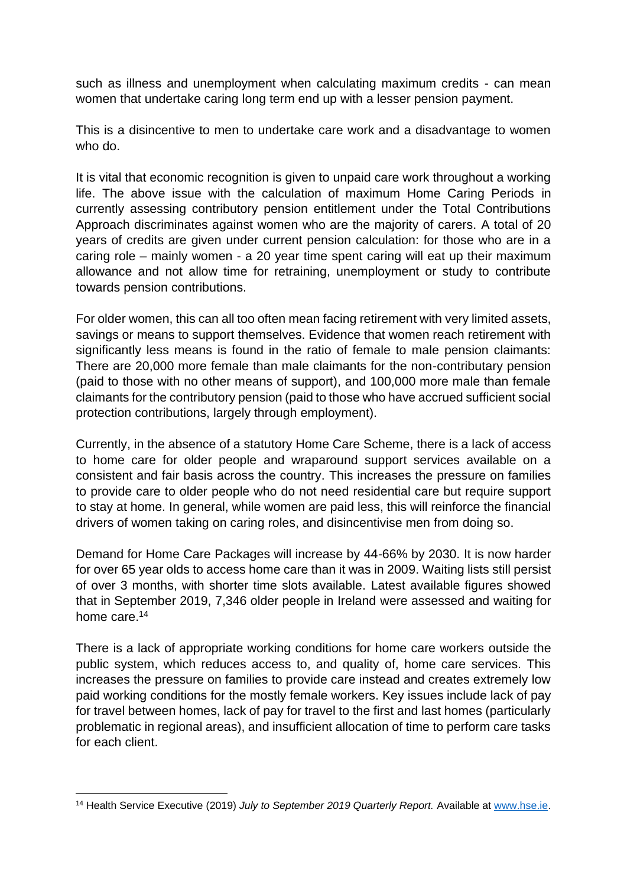such as illness and unemployment when calculating maximum credits - can mean women that undertake caring long term end up with a lesser pension payment.

This is a disincentive to men to undertake care work and a disadvantage to women who do.

It is vital that economic recognition is given to unpaid care work throughout a working life. The above issue with the calculation of maximum Home Caring Periods in currently assessing contributory pension entitlement under the Total Contributions Approach discriminates against women who are the majority of carers. A total of 20 years of credits are given under current pension calculation: for those who are in a caring role – mainly women - a 20 year time spent caring will eat up their maximum allowance and not allow time for retraining, unemployment or study to contribute towards pension contributions.

For older women, this can all too often mean facing retirement with very limited assets, savings or means to support themselves. Evidence that women reach retirement with significantly less means is found in the ratio of female to male pension claimants: There are 20,000 more female than male claimants for the non-contributary pension (paid to those with no other means of support), and 100,000 more male than female claimants for the contributory pension (paid to those who have accrued sufficient social protection contributions, largely through employment).

Currently, in the absence of a statutory Home Care Scheme, there is a lack of access to home care for older people and wraparound support services available on a consistent and fair basis across the country. This increases the pressure on families to provide care to older people who do not need residential care but require support to stay at home. In general, while women are paid less, this will reinforce the financial drivers of women taking on caring roles, and disincentivise men from doing so.

Demand for Home Care Packages will increase by 44-66% by 2030. It is now harder for over 65 year olds to access home care than it was in 2009. Waiting lists still persist of over 3 months, with shorter time slots available. Latest available figures showed that in September 2019, 7,346 older people in Ireland were assessed and waiting for home care.[14]

There is a lack of appropriate working conditions for home care workers outside the public system, which reduces access to, and quality of, home care services. This increases the pressure on families to provide care instead and creates extremely low paid working conditions for the mostly female workers. Key issues include lack of pay for travel between homes, lack of pay for travel to the first and last homes (particularly problematic in regional areas), and insufficient allocation of time to perform care tasks for each client.

---

[14] Health Service Executive (2019) *July to September 2019 Quarterly Report.* Available at [www.hse.ie](www.hse.ie).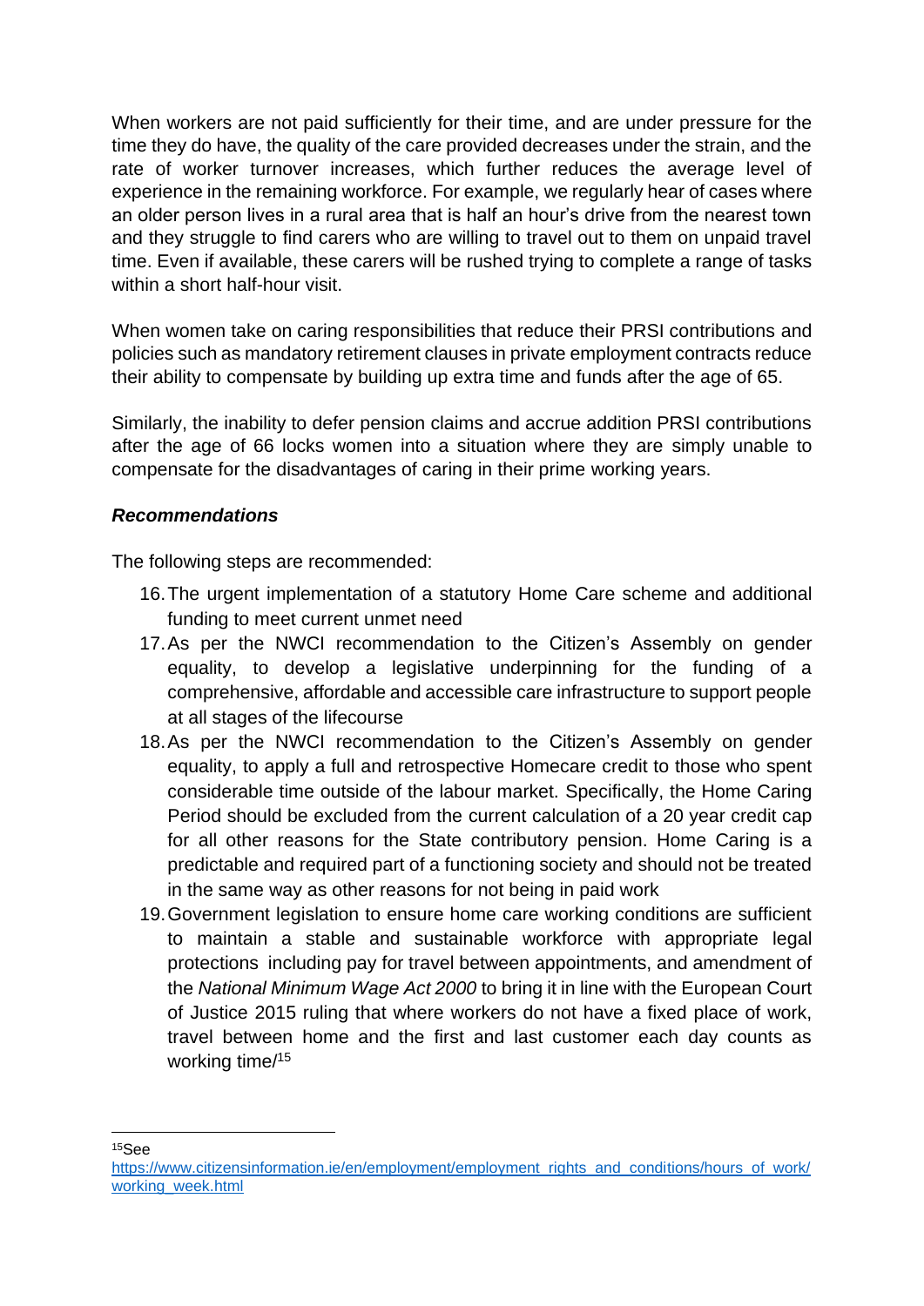When workers are not paid sufficiently for their time, and are under pressure for the time they do have, the quality of the care provided decreases under the strain, and the rate of worker turnover increases, which further reduces the average level of experience in the remaining workforce. For example, we regularly hear of cases where an older person lives in a rural area that is half an hour's drive from the nearest town and they struggle to find carers who are willing to travel out to them on unpaid travel time. Even if available, these carers will be rushed trying to complete a range of tasks within a short half-hour visit.

When women take on caring responsibilities that reduce their PRSI contributions and policies such as mandatory retirement clauses in private employment contracts reduce their ability to compensate by building up extra time and funds after the age of 65.

Similarly, the inability to defer pension claims and accrue addition PRSI contributions after the age of 66 locks women into a situation where they are simply unable to compensate for the disadvantages of caring in their prime working years.

***Recommendations***

The following steps are recommended:

16. The urgent implementation of a statutory Home Care scheme and additional funding to meet current unmet need
17. As per the NWCI recommendation to the Citizen's Assembly on gender equality, to develop a legislative underpinning for the funding of a comprehensive, affordable and accessible care infrastructure to support people at all stages of the lifecourse
18. As per the NWCI recommendation to the Citizen's Assembly on gender equality, to apply a full and retrospective Homecare credit to those who spent considerable time outside of the labour market. Specifically, the Home Caring Period should be excluded from the current calculation of a 20 year credit cap for all other reasons for the State contributory pension. Home Caring is a predictable and required part of a functioning society and should not be treated in the same way as other reasons for not being in paid work
19. Government legislation to ensure home care working conditions are sufficient to maintain a stable and sustainable workforce with appropriate legal protections including pay for travel between appointments, and amendment of the *National Minimum Wage Act 2000* to bring it in line with the European Court of Justice 2015 ruling that where workers do not have a fixed place of work, travel between home and the first and last customer each day counts as working time/[15]

[15] See https://www.citizensinformation.ie/en/employment/employment_rights_and_conditions/hours_of_work/working_week.html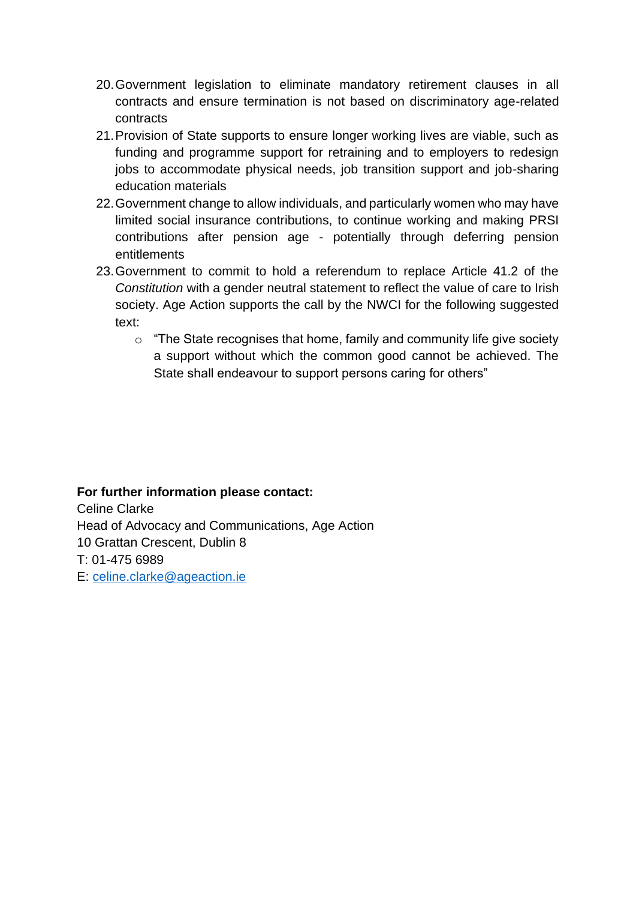20. Government legislation to eliminate mandatory retirement clauses in all contracts and ensure termination is not based on discriminatory age-related contracts
21. Provision of State supports to ensure longer working lives are viable, such as funding and programme support for retraining and to employers to redesign jobs to accommodate physical needs, job transition support and job-sharing education materials
22. Government change to allow individuals, and particularly women who may have limited social insurance contributions, to continue working and making PRSI contributions after pension age - potentially through deferring pension entitlements
23. Government to commit to hold a referendum to replace Article 41.2 of the *Constitution* with a gender neutral statement to reflect the value of care to Irish society. Age Action supports the call by the NWCI for the following suggested text:
    - "The State recognises that home, family and community life give society a support without which the common good cannot be achieved. The State shall endeavour to support persons caring for others"

**For further information please contact:**
Celine Clarke
Head of Advocacy and Communications, Age Action
10 Grattan Crescent, Dublin 8
T: 01-475 6989
E: celine.clarke@ageaction.ie